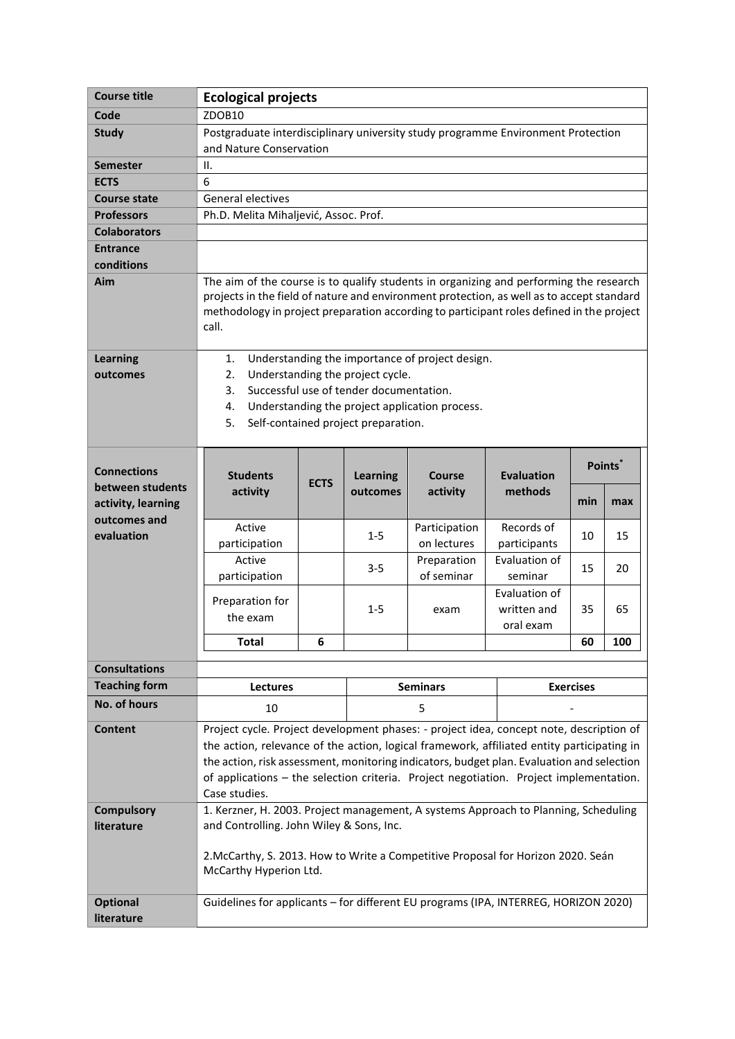| Course title | **Ecological projects** |
|---|---|
| Code | ZDOB10 |
| Study | Postgraduate interdisciplinary university study programme Environment Protection and Nature Conservation |
| Semester | II. |
| ECTS | 6 |
| Course state | General electives |
| Professors | Ph.D. Melita Mihaljević, Assoc. Prof. |
| Colaborators | |
| Entrance conditions | |
| Aim | The aim of the course is to qualify students in organizing and performing the research projects in the field of nature and environment protection, as well as to accept standard methodology in project preparation according to participant roles defined in the project call. |
| Learning outcomes | 1. Understanding the importance of project design.<br>2. Understanding the project cycle.<br>3. Successful use of tender documentation.<br>4. Understanding the project application process.<br>5. Self-contained project preparation. |

**Connections between students activity, learning outcomes and evaluation**

| Students activity | ECTS | Learning outcomes | Course activity | Evaluation methods | Points* | |
|---|---|---|---|---|---|---|
| | | | | | min | max |
| Active participation | | 1-5 | Participation on lectures | Records of participants | 10 | 15 |
| Active participation | | 3-5 | Preparation of seminar | Evaluation of seminar | 15 | 20 |
| Preparation for the exam | | 1-5 | exam | Evaluation of written and oral exam | 35 | 65 |
| **Total** | **6** | | | | **60** | **100** |

| Consultations | | | |
|---|---|---|---|
| Teaching form | **Lectures** | **Seminars** | **Exercises** |
| No. of hours | 10 | 5 | - |

| Content | Project cycle. Project development phases: - project idea, concept note, description of the action, relevance of the action, logical framework, affiliated entity participating in the action, risk assessment, monitoring indicators, budget plan. Evaluation and selection of applications – the selection criteria. Project negotiation. Project implementation. Case studies. |
|---|---|
| Compulsory literature | 1. Kerzner, H. 2003. Project management, A systems Approach to Planning, Scheduling and Controlling. John Wiley & Sons, Inc.<br><br>2.McCarthy, S. 2013. How to Write a Competitive Proposal for Horizon 2020. Seán McCarthy Hyperion Ltd. |
| Optional literature | Guidelines for applicants – for different EU programs (IPA, INTERREG, HORIZON 2020) |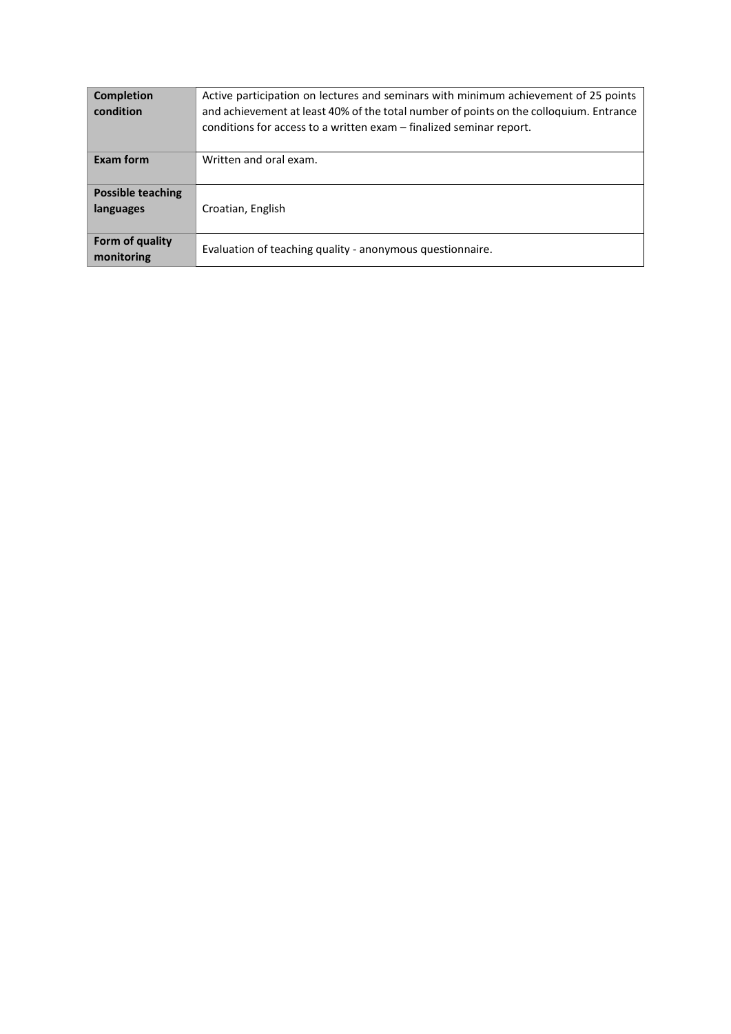| | |
|---|---|
| **Completion condition** | Active participation on lectures and seminars with minimum achievement of 25 points and achievement at least 40% of the total number of points on the colloquium. Entrance conditions for access to a written exam – finalized seminar report. |
| **Exam form** | Written and oral exam. |
| **Possible teaching languages** | Croatian, English |
| **Form of quality monitoring** | Evaluation of teaching quality - anonymous questionnaire. |